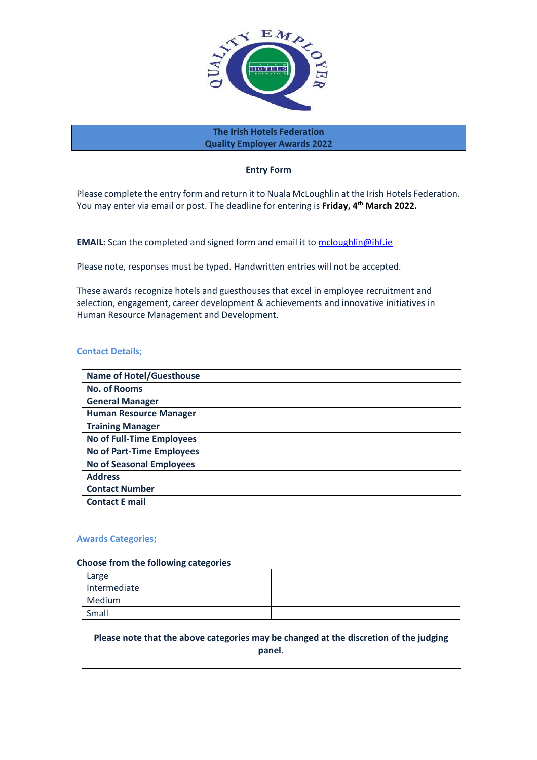**The Irish Hotels Federation**
**Quality Employer Awards 2022**

**Entry Form**

Please complete the entry form and return it to Nuala McLoughlin at the Irish Hotels Federation. You may enter via email or post. The deadline for entering is **Friday, 4th March 2022.**

**EMAIL:** Scan the completed and signed form and email it to mcloughlin@ihf.ie

Please note, responses must be typed. Handwritten entries will not be accepted.

These awards recognize hotels and guesthouses that excel in employee recruitment and selection, engagement, career development & achievements and innovative initiatives in Human Resource Management and Development.

### Contact Details;

| | |
|---|---|
| **Name of Hotel/Guesthouse** | |
| **No. of Rooms** | |
| **General Manager** | |
| **Human Resource Manager** | |
| **Training Manager** | |
| **No of Full-Time Employees** | |
| **No of Part-Time Employees** | |
| **No of Seasonal Employees** | |
| **Address** | |
| **Contact Number** | |
| **Contact E mail** | |

### Awards Categories;

**Choose from the following categories**

| | |
|---|---|
| Large | |
| Intermediate | |
| Medium | |
| Small | |

**Please note that the above categories may be changed at the discretion of the judging panel.**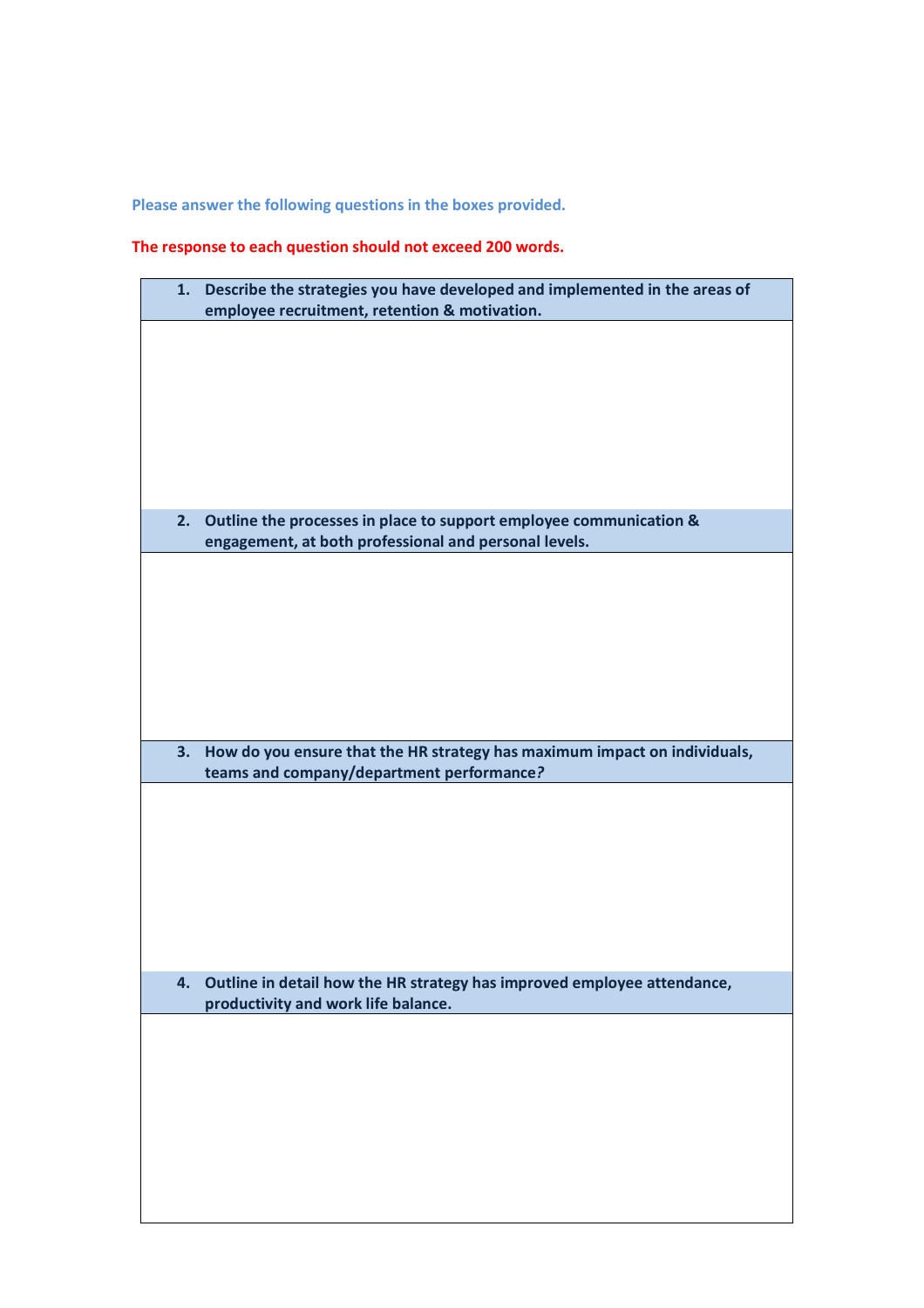Please answer the following questions in the boxes provided.

**The response to each question should not exceed 200 words.**

| **1. Describe the strategies you have developed and implemented in the areas of employee recruitment, retention & motivation.** |
| --- |
| |
| **2. Outline the processes in place to support employee communication & engagement, at both professional and personal levels.** |
| |
| **3. How do you ensure that the HR strategy has maximum impact on individuals, teams and company/department performance?** |
| |
| **4. Outline in detail how the HR strategy has improved employee attendance, productivity and work life balance.** |
| |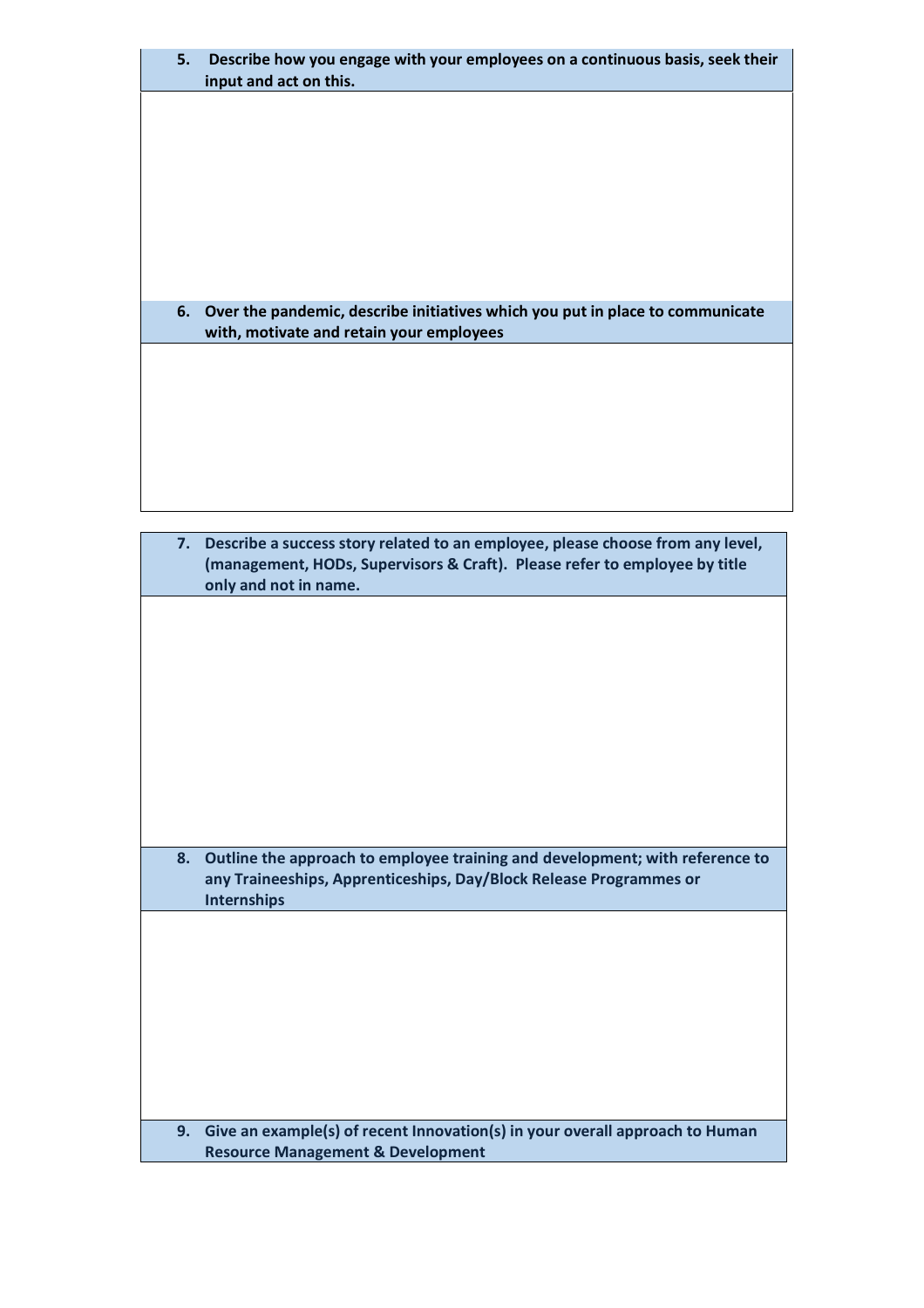5. **Describe how you engage with your employees on a continuous basis, seek their input and act on this.**

6. **Over the pandemic, describe initiatives which you put in place to communicate with, motivate and retain your employees**

7. **Describe a success story related to an employee, please choose from any level, (management, HODs, Supervisors & Craft). Please refer to employee by title only and not in name.**

8. **Outline the approach to employee training and development; with reference to any Traineeships, Apprenticeships, Day/Block Release Programmes or Internships**

9. **Give an example(s) of recent Innovation(s) in your overall approach to Human Resource Management & Development**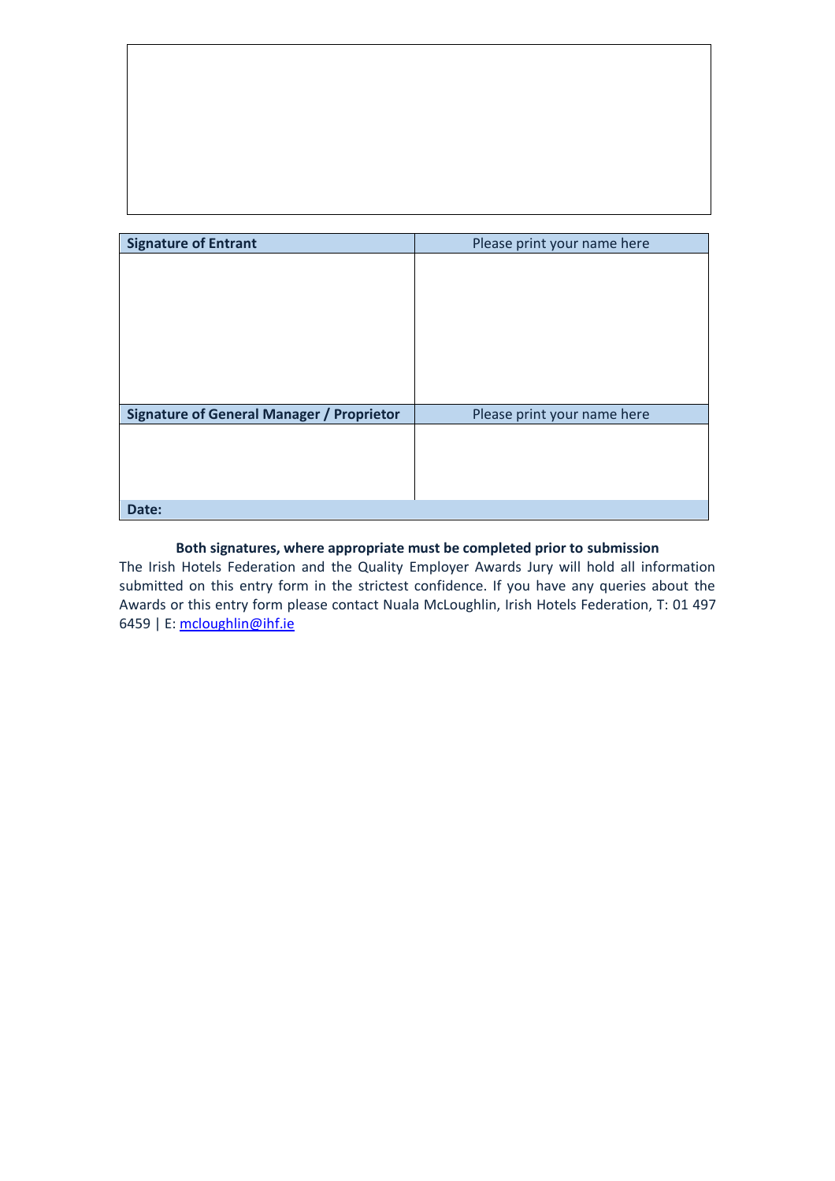| **Signature of Entrant** | Please print your name here |
| --- | --- |
| | |
| **Signature of General Manager / Proprietor** | Please print your name here |
| | |
| **Date:** | |

**Both signatures, where appropriate must be completed prior to submission**

The Irish Hotels Federation and the Quality Employer Awards Jury will hold all information submitted on this entry form in the strictest confidence. If you have any queries about the Awards or this entry form please contact Nuala McLoughlin, Irish Hotels Federation, T: 01 497 6459 | E: mcloughlin@ihf.ie